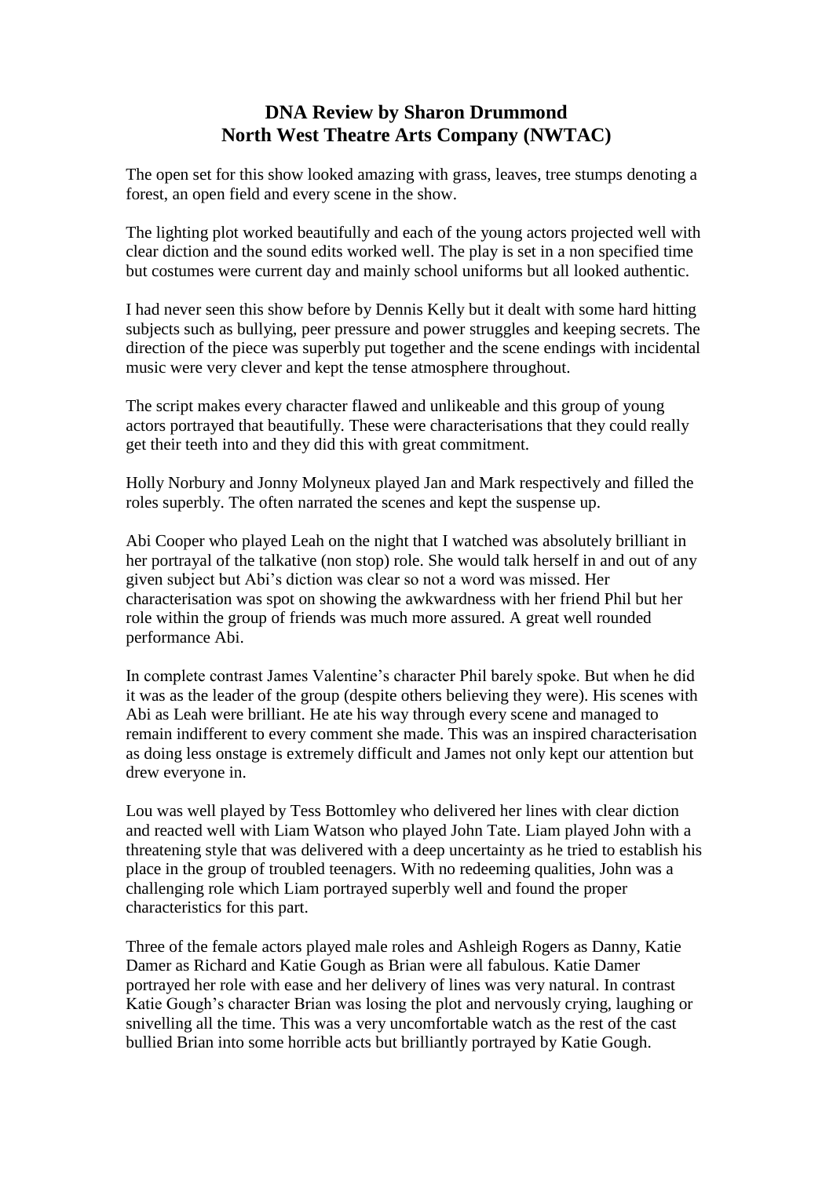# DNA Review by Sharon Drummond
# North West Theatre Arts Company (NWTAC)

The open set for this show looked amazing with grass, leaves, tree stumps denoting a forest, an open field and every scene in the show.

The lighting plot worked beautifully and each of the young actors projected well with clear diction and the sound edits worked well. The play is set in a non specified time but costumes were current day and mainly school uniforms but all looked authentic.

I had never seen this show before by Dennis Kelly but it dealt with some hard hitting subjects such as bullying, peer pressure and power struggles and keeping secrets. The direction of the piece was superbly put together and the scene endings with incidental music were very clever and kept the tense atmosphere throughout.

The script makes every character flawed and unlikeable and this group of young actors portrayed that beautifully. These were characterisations that they could really get their teeth into and they did this with great commitment.

Holly Norbury and Jonny Molyneux played Jan and Mark respectively and filled the roles superbly. The often narrated the scenes and kept the suspense up.

Abi Cooper who played Leah on the night that I watched was absolutely brilliant in her portrayal of the talkative (non stop) role. She would talk herself in and out of any given subject but Abi's diction was clear so not a word was missed. Her characterisation was spot on showing the awkwardness with her friend Phil but her role within the group of friends was much more assured. A great well rounded performance Abi.

In complete contrast James Valentine's character Phil barely spoke. But when he did it was as the leader of the group (despite others believing they were). His scenes with Abi as Leah were brilliant. He ate his way through every scene and managed to remain indifferent to every comment she made. This was an inspired characterisation as doing less onstage is extremely difficult and James not only kept our attention but drew everyone in.

Lou was well played by Tess Bottomley who delivered her lines with clear diction and reacted well with Liam Watson who played John Tate. Liam played John with a threatening style that was delivered with a deep uncertainty as he tried to establish his place in the group of troubled teenagers. With no redeeming qualities, John was a challenging role which Liam portrayed superbly well and found the proper characteristics for this part.

Three of the female actors played male roles and Ashleigh Rogers as Danny, Katie Damer as Richard and Katie Gough as Brian were all fabulous. Katie Damer portrayed her role with ease and her delivery of lines was very natural. In contrast Katie Gough's character Brian was losing the plot and nervously crying, laughing or snivelling all the time. This was a very uncomfortable watch as the rest of the cast bullied Brian into some horrible acts but brilliantly portrayed by Katie Gough.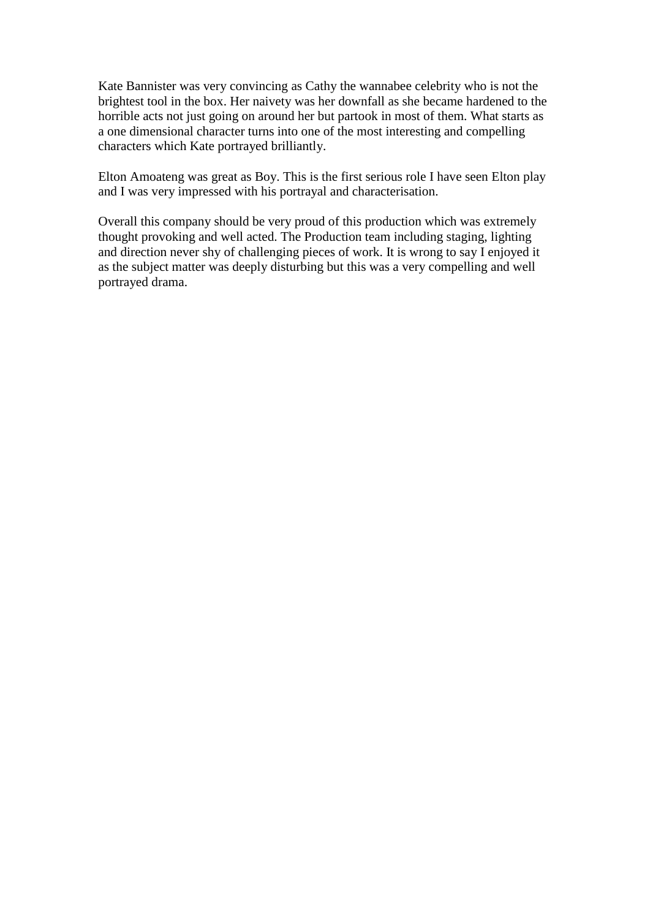Kate Bannister was very convincing as Cathy the wannabee celebrity who is not the brightest tool in the box. Her naivety was her downfall as she became hardened to the horrible acts not just going on around her but partook in most of them. What starts as a one dimensional character turns into one of the most interesting and compelling characters which Kate portrayed brilliantly.

Elton Amoateng was great as Boy. This is the first serious role I have seen Elton play and I was very impressed with his portrayal and characterisation.

Overall this company should be very proud of this production which was extremely thought provoking and well acted. The Production team including staging, lighting and direction never shy of challenging pieces of work. It is wrong to say I enjoyed it as the subject matter was deeply disturbing but this was a very compelling and well portrayed drama.